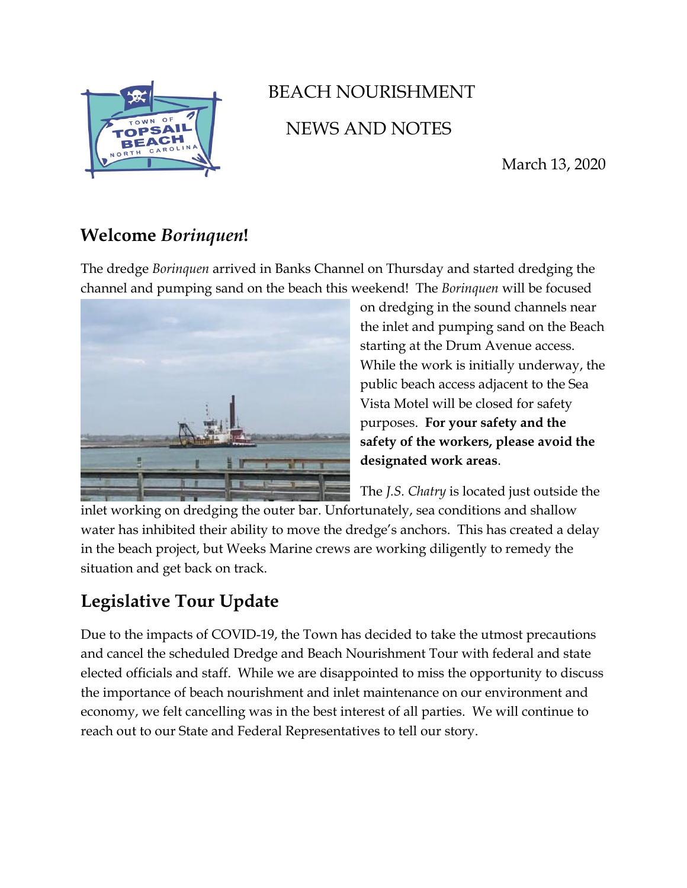# BEACH NOURISHMENT

# NEWS AND NOTES

March 13, 2020

## Welcome *Borinquen*!

The dredge *Borinquen* arrived in Banks Channel on Thursday and started dredging the channel and pumping sand on the beach this weekend! The *Borinquen* will be focused on dredging in the sound channels near the inlet and pumping sand on the Beach starting at the Drum Avenue access. While the work is initially underway, the public beach access adjacent to the Sea Vista Motel will be closed for safety purposes. **For your safety and the safety of the workers, please avoid the designated work areas**.

The *J.S. Chatry* is located just outside the inlet working on dredging the outer bar. Unfortunately, sea conditions and shallow water has inhibited their ability to move the dredge's anchors. This has created a delay in the beach project, but Weeks Marine crews are working diligently to remedy the situation and get back on track.

## Legislative Tour Update

Due to the impacts of COVID-19, the Town has decided to take the utmost precautions and cancel the scheduled Dredge and Beach Nourishment Tour with federal and state elected officials and staff. While we are disappointed to miss the opportunity to discuss the importance of beach nourishment and inlet maintenance on our environment and economy, we felt cancelling was in the best interest of all parties. We will continue to reach out to our State and Federal Representatives to tell our story.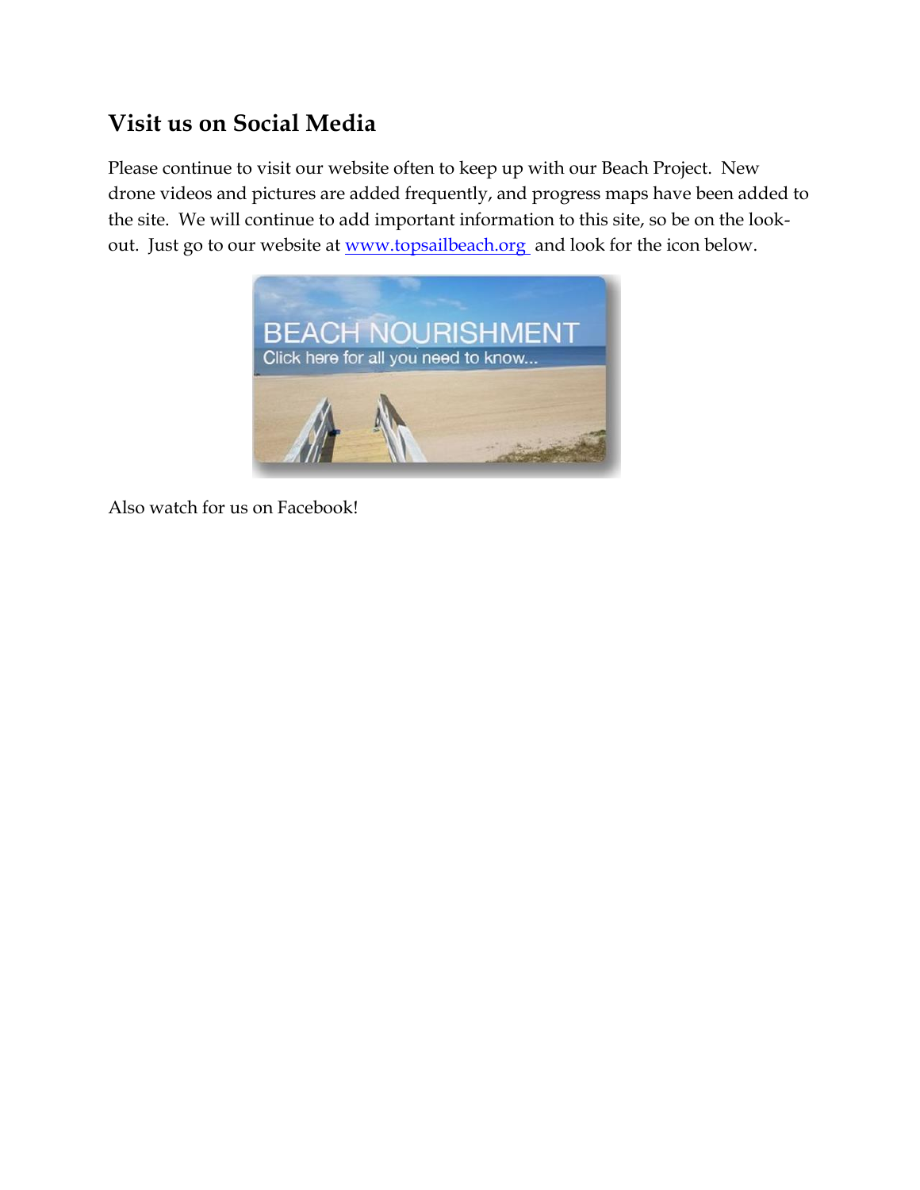## Visit us on Social Media

Please continue to visit our website often to keep up with our Beach Project. New drone videos and pictures are added frequently, and progress maps have been added to the site. We will continue to add important information to this site, so be on the look-out. Just go to our website at www.topsailbeach.org and look for the icon below.

Also watch for us on Facebook!